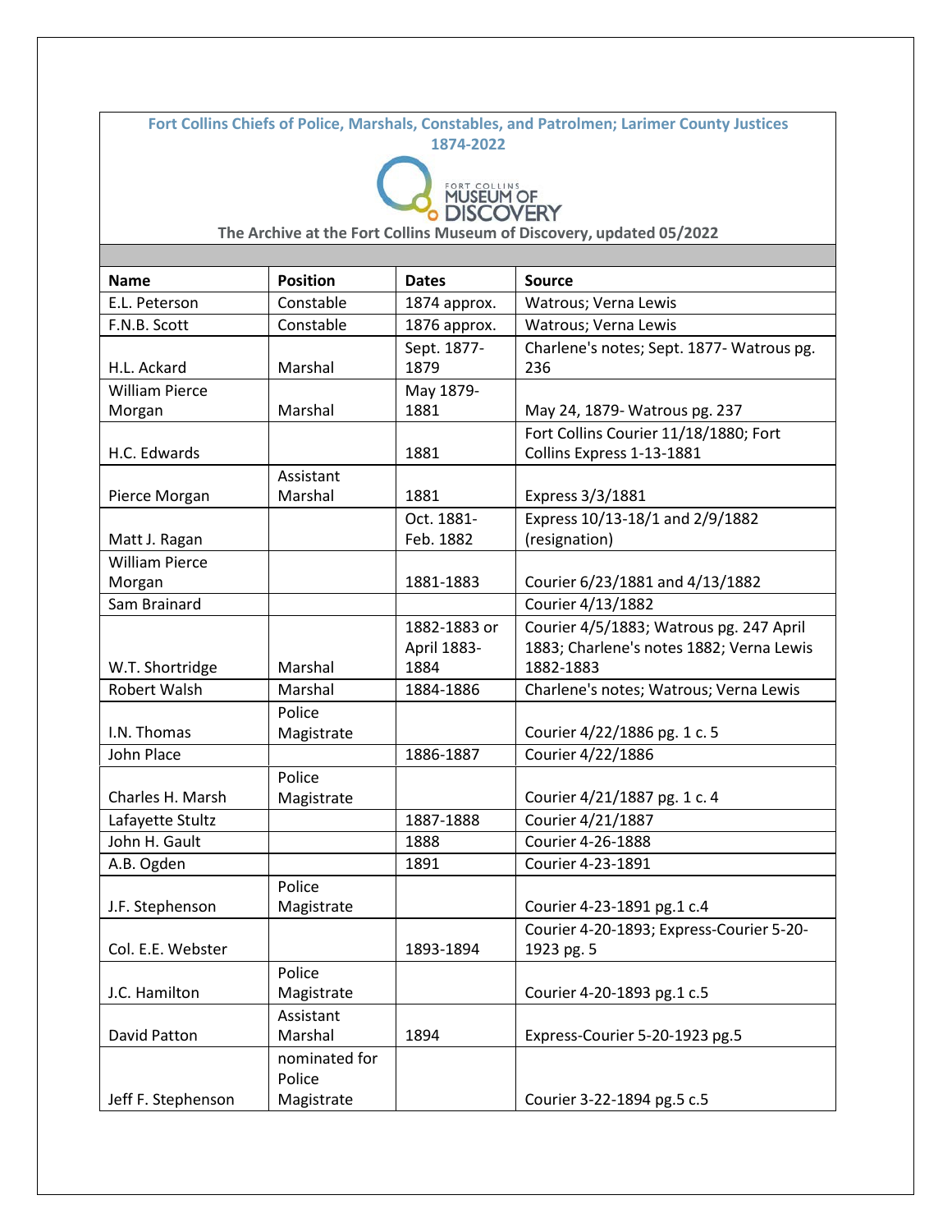**Fort Collins Chiefs of Police, Marshals, Constables, and Patrolmen; Larimer County Justices 1874-2022**

**The Archive at the Fort Collins Museum of Discovery, updated 05/2022**

| Name | Position | Dates | Source |
|---|---|---|---|
| E.L. Peterson | Constable | 1874 approx. | Watrous; Verna Lewis |
| F.N.B. Scott | Constable | 1876 approx. | Watrous; Verna Lewis |
| H.L. Ackard | Marshal | Sept. 1877-1879 | Charlene's notes; Sept. 1877- Watrous pg. 236 |
| William Pierce Morgan | Marshal | May 1879-1881 | May 24, 1879- Watrous pg. 237 |
| H.C. Edwards | | 1881 | Fort Collins Courier 11/18/1880; Fort Collins Express 1-13-1881 |
| Pierce Morgan | Assistant Marshal | 1881 | Express 3/3/1881 |
| Matt J. Ragan | | Oct. 1881-Feb. 1882 | Express 10/13-18/1 and 2/9/1882 (resignation) |
| William Pierce Morgan | | 1881-1883 | Courier 6/23/1881 and 4/13/1882 |
| Sam Brainard | | | Courier 4/13/1882 |
| W.T. Shortridge | Marshal | 1882-1883 or April 1883-1884 | Courier 4/5/1883; Watrous pg. 247 April 1883; Charlene's notes 1882; Verna Lewis 1882-1883 |
| Robert Walsh | Marshal | 1884-1886 | Charlene's notes; Watrous; Verna Lewis |
| I.N. Thomas | Police Magistrate | | Courier 4/22/1886 pg. 1 c. 5 |
| John Place | | 1886-1887 | Courier 4/22/1886 |
| Charles H. Marsh | Police Magistrate | | Courier 4/21/1887 pg. 1 c. 4 |
| Lafayette Stultz | | 1887-1888 | Courier 4/21/1887 |
| John H. Gault | | 1888 | Courier 4-26-1888 |
| A.B. Ogden | | 1891 | Courier 4-23-1891 |
| J.F. Stephenson | Police Magistrate | | Courier 4-23-1891 pg.1 c.4 |
| Col. E.E. Webster | | 1893-1894 | Courier 4-20-1893; Express-Courier 5-20-1923 pg. 5 |
| J.C. Hamilton | Police Magistrate | | Courier 4-20-1893 pg.1 c.5 |
| David Patton | Assistant Marshal | 1894 | Express-Courier 5-20-1923 pg.5 |
| Jeff F. Stephenson | nominated for Police Magistrate | | Courier 3-22-1894 pg.5 c.5 |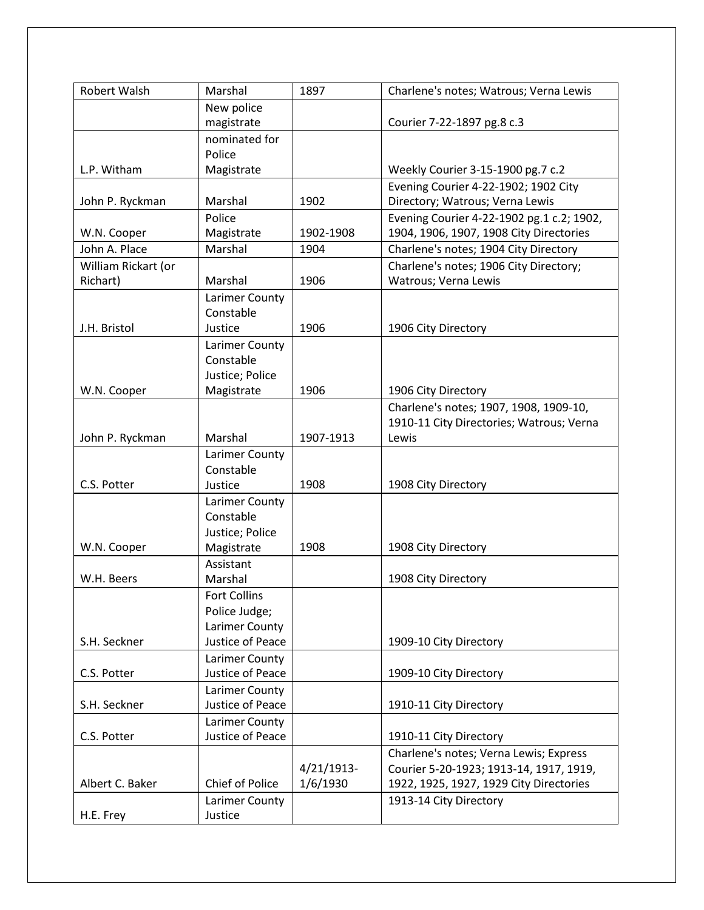| Robert Walsh | Marshal | 1897 | Charlene's notes; Watrous; Verna Lewis |
|---|---|---|---|
| | New police magistrate | | Courier 7-22-1897 pg.8 c.3 |
| L.P. Witham | nominated for Police Magistrate | | Weekly Courier 3-15-1900 pg.7 c.2 |
| John P. Ryckman | Marshal | 1902 | Evening Courier 4-22-1902; 1902 City Directory; Watrous; Verna Lewis |
| W.N. Cooper | Police Magistrate | 1902-1908 | Evening Courier 4-22-1902 pg.1 c.2; 1902, 1904, 1906, 1907, 1908 City Directories |
| John A. Place | Marshal | 1904 | Charlene's notes; 1904 City Directory |
| William Rickart (or Richart) | Marshal | 1906 | Charlene's notes; 1906 City Directory; Watrous; Verna Lewis |
| J.H. Bristol | Larimer County Constable Justice | 1906 | 1906 City Directory |
| W.N. Cooper | Larimer County Constable Justice; Police Magistrate | 1906 | 1906 City Directory |
| John P. Ryckman | Marshal | 1907-1913 | Charlene's notes; 1907, 1908, 1909-10, 1910-11 City Directories; Watrous; Verna Lewis |
| C.S. Potter | Larimer County Constable Justice | 1908 | 1908 City Directory |
| W.N. Cooper | Larimer County Constable Justice; Police Magistrate | 1908 | 1908 City Directory |
| W.H. Beers | Assistant Marshal | | 1908 City Directory |
| S.H. Seckner | Fort Collins Police Judge; Larimer County Justice of Peace | | 1909-10 City Directory |
| C.S. Potter | Larimer County Justice of Peace | | 1909-10 City Directory |
| S.H. Seckner | Larimer County Justice of Peace | | 1910-11 City Directory |
| C.S. Potter | Larimer County Justice of Peace | | 1910-11 City Directory |
| Albert C. Baker | Chief of Police | 4/21/1913-1/6/1930 | Charlene's notes; Verna Lewis; Express Courier 5-20-1923; 1913-14, 1917, 1919, 1922, 1925, 1927, 1929 City Directories |
| H.E. Frey | Larimer County Justice | | 1913-14 City Directory |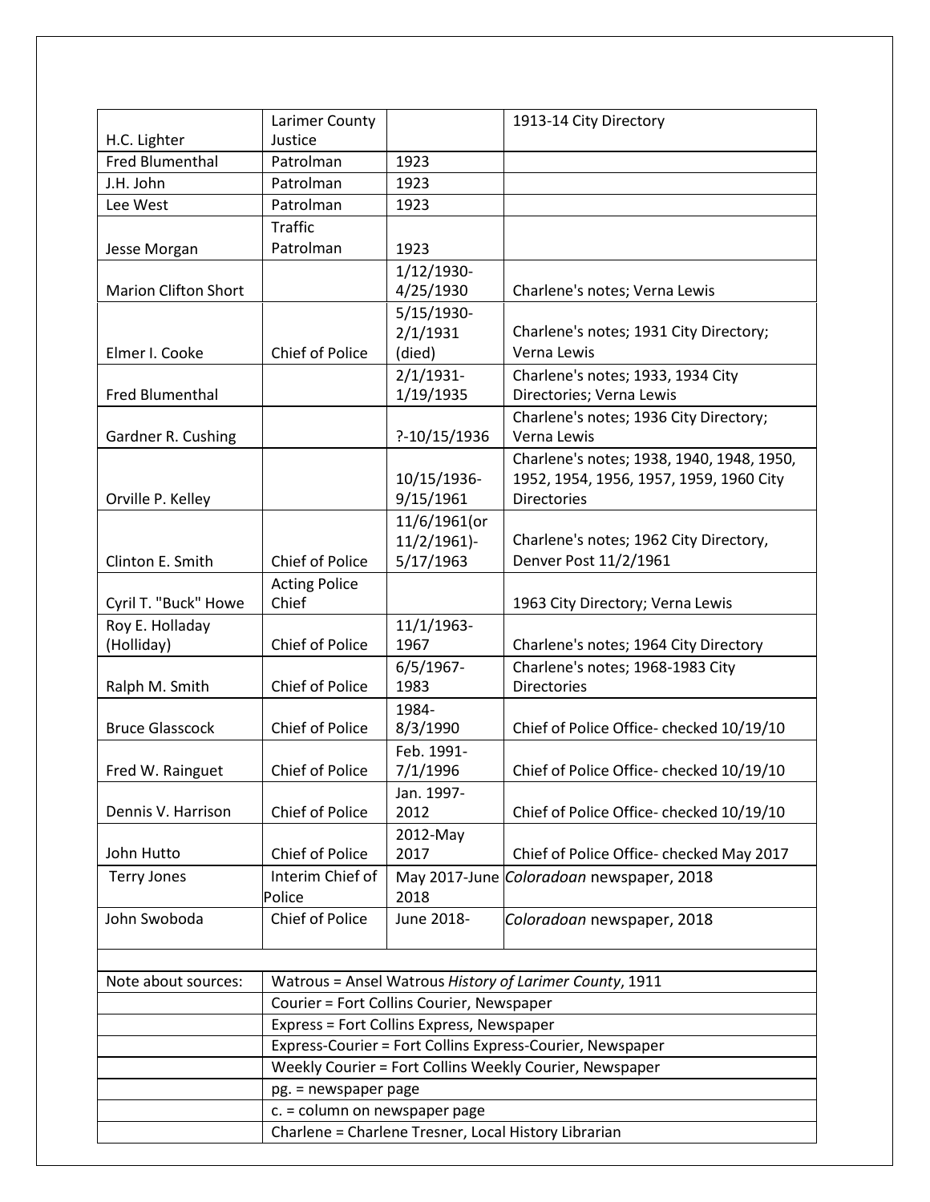| | | | |
|---|---|---|---|
| H.C. Lighter | Larimer County Justice | | 1913-14 City Directory |
| Fred Blumenthal | Patrolman | 1923 | |
| J.H. John | Patrolman | 1923 | |
| Lee West | Patrolman | 1923 | |
| Jesse Morgan | Traffic Patrolman | 1923 | |
| Marion Clifton Short | | 1/12/1930-4/25/1930 | Charlene's notes; Verna Lewis |
| Elmer I. Cooke | Chief of Police | 5/15/1930-2/1/1931 (died) | Charlene's notes; 1931 City Directory; Verna Lewis |
| Fred Blumenthal | | 2/1/1931-1/19/1935 | Charlene's notes; 1933, 1934 City Directories; Verna Lewis |
| Gardner R. Cushing | | ?-10/15/1936 | Charlene's notes; 1936 City Directory; Verna Lewis |
| Orville P. Kelley | | 10/15/1936-9/15/1961 | Charlene's notes; 1938, 1940, 1948, 1950, 1952, 1954, 1956, 1957, 1959, 1960 City Directories |
| Clinton E. Smith | Chief of Police | 11/6/1961(or 11/2/1961)-5/17/1963 | Charlene's notes; 1962 City Directory, Denver Post 11/2/1961 |
| Cyril T. "Buck" Howe | Acting Police Chief | | 1963 City Directory; Verna Lewis |
| Roy E. Holladay (Holliday) | Chief of Police | 11/1/1963-1967 | Charlene's notes; 1964 City Directory |
| Ralph M. Smith | Chief of Police | 6/5/1967-1983 | Charlene's notes; 1968-1983 City Directories |
| Bruce Glasscock | Chief of Police | 1984-8/3/1990 | Chief of Police Office- checked 10/19/10 |
| Fred W. Rainguet | Chief of Police | Feb. 1991-7/1/1996 | Chief of Police Office- checked 10/19/10 |
| Dennis V. Harrison | Chief of Police | Jan. 1997-2012 | Chief of Police Office- checked 10/19/10 |
| John Hutto | Chief of Police | 2012-May 2017 | Chief of Police Office- checked May 2017 |
| Terry Jones | Interim Chief of Police | May 2017-June 2018 | *Coloradoan* newspaper, 2018 |
| John Swoboda | Chief of Police | June 2018- | *Coloradoan* newspaper, 2018 |

| | |
|---|---|
| Note about sources: | Watrous = Ansel Watrous *History of Larimer County*, 1911 |
| | Courier = Fort Collins Courier, Newspaper |
| | Express = Fort Collins Express, Newspaper |
| | Express-Courier = Fort Collins Express-Courier, Newspaper |
| | Weekly Courier = Fort Collins Weekly Courier, Newspaper |
| | pg. = newspaper page |
| | c. = column on newspaper page |
| | Charlene = Charlene Tresner, Local History Librarian |